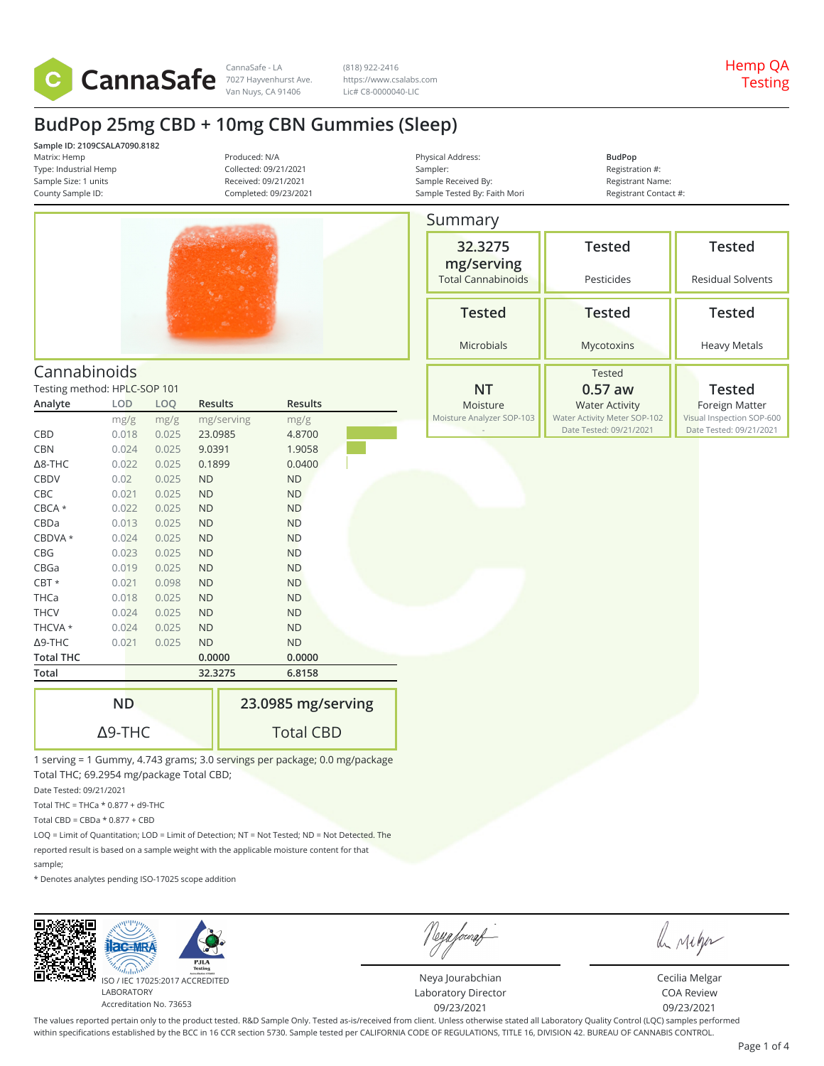CannaSafe - LA
7027 Hayvenhurst Ave.
Van Nuys, CA 91406

(818) 922-2416
https://www.csalabs.com
Lic# C8-0000040-LIC

Hemp QA Testing

# BudPop 25mg CBD + 10mg CBN Gummies (Sleep)

**Sample ID: 2109CSALA7090.8182**
Matrix: Hemp
Type: Industrial Hemp
Sample Size: 1 units
County Sample ID:

Produced: N/A
Collected: 09/21/2021
Received: 09/21/2021
Completed: 09/23/2021

Physical Address:
Sampler:
Sample Received By:
Sample Tested By: Faith Mori

**BudPop**
Registration #:
Registrant Name:
Registrant Contact #:

## Summary

| | | |
|---|---|---|
| 32.3275 mg/serving Total Cannabinoids | Tested Pesticides | Tested Residual Solvents |
| Tested Microbials | Tested Mycotoxins | Tested Heavy Metals |
| NT Moisture Moisture Analyzer SOP-103 - | Tested 0.57 aw Water Activity Water Activity Meter SOP-102 Date Tested: 09/21/2021 | Tested Foreign Matter Visual Inspection SOP-600 Date Tested: 09/21/2021 |

## Cannabinoids

Testing method: HPLC-SOP 101

| Analyte | LOD | LOQ | Results | Results |
|---|---|---|---|---|
| | mg/g | mg/g | mg/serving | mg/g |
| CBD | 0.018 | 0.025 | 23.0985 | 4.8700 |
| CBN | 0.024 | 0.025 | 9.0391 | 1.9058 |
| Δ8-THC | 0.022 | 0.025 | 0.1899 | 0.0400 |
| CBDV | 0.02 | 0.025 | ND | ND |
| CBC | 0.021 | 0.025 | ND | ND |
| CBCA * | 0.022 | 0.025 | ND | ND |
| CBDa | 0.013 | 0.025 | ND | ND |
| CBDVA * | 0.024 | 0.025 | ND | ND |
| CBG | 0.023 | 0.025 | ND | ND |
| CBGa | 0.019 | 0.025 | ND | ND |
| CBT * | 0.021 | 0.098 | ND | ND |
| THCa | 0.018 | 0.025 | ND | ND |
| THCV | 0.024 | 0.025 | ND | ND |
| THCVA * | 0.024 | 0.025 | ND | ND |
| Δ9-THC | 0.021 | 0.025 | ND | ND |
| **Total THC** | | | **0.0000** | **0.0000** |
| **Total** | | | **32.3275** | **6.8158** |

| | |
|---|---|
| **ND** Δ9-THC | **23.0985 mg/serving** Total CBD |

1 serving = 1 Gummy, 4.743 grams; 3.0 servings per package; 0.0 mg/package Total THC; 69.2954 mg/package Total CBD;

Date Tested: 09/21/2021

Total THC = THCa * 0.877 + d9-THC

Total CBD = CBDa * 0.877 + CBD

LOQ = Limit of Quantitation; LOD = Limit of Detection; NT = Not Tested; ND = Not Detected. The reported result is based on a sample weight with the applicable moisture content for that sample;

* Denotes analytes pending ISO-17025 scope addition

ISO / IEC 17025:2017 ACCREDITED LABORATORY
Accreditation No. 73653

Neya Jourabchian
Laboratory Director
09/23/2021

Cecilia Melgar
COA Review
09/23/2021

The values reported pertain only to the product tested. R&D Sample Only. Tested as-is/received from client. Unless otherwise stated all Laboratory Quality Control (LQC) samples performed within specifications established by the BCC in 16 CCR section 5730. Sample tested per CALIFORNIA CODE OF REGULATIONS, TITLE 16, DIVISION 42. BUREAU OF CANNABIS CONTROL.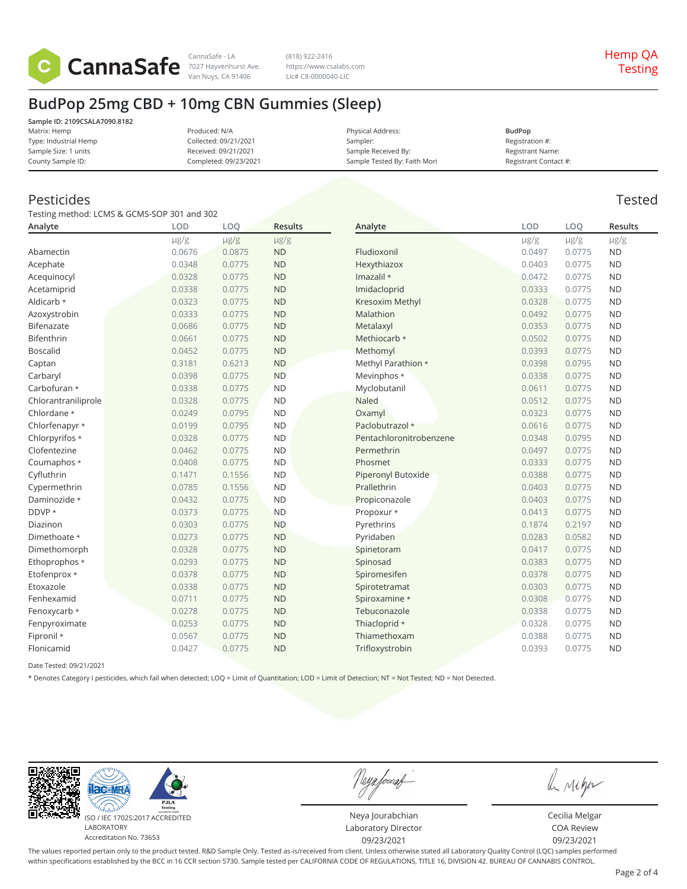CannaSafe - LA
7027 Hayvenhurst Ave.
Van Nuys, CA 91406

(818) 922-2416
https://www.csalabs.com
Lic# C8-0000040-LIC

Hemp QA Testing

# BudPop 25mg CBD + 10mg CBN Gummies (Sleep)

**Sample ID: 2109CSALA7090.8182**

| | | | |
|---|---|---|---|
| Matrix: Hemp | Produced: N/A | Physical Address: | **BudPop** |
| Type: Industrial Hemp | Collected: 09/21/2021 | Sampler: | Registration #: |
| Sample Size: 1 units | Received: 09/21/2021 | Sample Received By: | Registrant Name: |
| County Sample ID: | Completed: 09/23/2021 | Sample Tested By: Faith Mori | Registrant Contact #: |

## Pesticides

Tested

Testing method: LCMS & GCMS-SOP 301 and 302

| Analyte | LOD | LOQ | Results | Analyte | LOD | LOQ | Results |
|---|---|---|---|---|---|---|---|
| | µg/g | µg/g | µg/g | | µg/g | µg/g | µg/g |
| Abamectin | 0.0676 | 0.0875 | ND | Fludioxonil | 0.0497 | 0.0775 | ND |
| Acephate | 0.0348 | 0.0775 | ND | Hexythiazox | 0.0403 | 0.0775 | ND |
| Acequinocyl | 0.0328 | 0.0775 | ND | Imazalil * | 0.0472 | 0.0775 | ND |
| Acetamiprid | 0.0338 | 0.0775 | ND | Imidacloprid | 0.0333 | 0.0775 | ND |
| Aldicarb * | 0.0323 | 0.0775 | ND | Kresoxim Methyl | 0.0328 | 0.0775 | ND |
| Azoxystrobin | 0.0333 | 0.0775 | ND | Malathion | 0.0492 | 0.0775 | ND |
| Bifenazate | 0.0686 | 0.0775 | ND | Metalaxyl | 0.0353 | 0.0775 | ND |
| Bifenthrin | 0.0661 | 0.0775 | ND | Methiocarb * | 0.0502 | 0.0775 | ND |
| Boscalid | 0.0452 | 0.0775 | ND | Methomyl | 0.0393 | 0.0775 | ND |
| Captan | 0.3181 | 0.6213 | ND | Methyl Parathion * | 0.0398 | 0.0795 | ND |
| Carbaryl | 0.0398 | 0.0775 | ND | Mevinphos * | 0.0338 | 0.0775 | ND |
| Carbofuran * | 0.0338 | 0.0775 | ND | Myclobutanil | 0.0611 | 0.0775 | ND |
| Chlorantraniliprole | 0.0328 | 0.0775 | ND | Naled | 0.0512 | 0.0775 | ND |
| Chlordane * | 0.0249 | 0.0795 | ND | Oxamyl | 0.0323 | 0.0775 | ND |
| Chlorfenapyr * | 0.0199 | 0.0795 | ND | Paclobutrazol * | 0.0616 | 0.0775 | ND |
| Chlorpyrifos * | 0.0328 | 0.0775 | ND | Pentachloronitrobenzene | 0.0348 | 0.0795 | ND |
| Clofentezine | 0.0462 | 0.0775 | ND | Permethrin | 0.0497 | 0.0775 | ND |
| Coumaphos * | 0.0408 | 0.0775 | ND | Phosmet | 0.0333 | 0.0775 | ND |
| Cyfluthrin | 0.1471 | 0.1556 | ND | Piperonyl Butoxide | 0.0388 | 0.0775 | ND |
| Cypermethrin | 0.0785 | 0.1556 | ND | Prallethrin | 0.0403 | 0.0775 | ND |
| Daminozide * | 0.0432 | 0.0775 | ND | Propiconazole | 0.0403 | 0.0775 | ND |
| DDVP * | 0.0373 | 0.0775 | ND | Propoxur * | 0.0413 | 0.0775 | ND |
| Diazinon | 0.0303 | 0.0775 | ND | Pyrethrins | 0.1874 | 0.2197 | ND |
| Dimethoate * | 0.0273 | 0.0775 | ND | Pyridaben | 0.0283 | 0.0582 | ND |
| Dimethomorph | 0.0328 | 0.0775 | ND | Spinetoram | 0.0417 | 0.0775 | ND |
| Ethoprophos * | 0.0293 | 0.0775 | ND | Spinosad | 0.0383 | 0.0775 | ND |
| Etofenprox * | 0.0378 | 0.0775 | ND | Spiromesifen | 0.0378 | 0.0775 | ND |
| Etoxazole | 0.0338 | 0.0775 | ND | Spirotetramat | 0.0303 | 0.0775 | ND |
| Fenhexamid | 0.0711 | 0.0775 | ND | Spiroxamine * | 0.0308 | 0.0775 | ND |
| Fenoxycarb * | 0.0278 | 0.0775 | ND | Tebuconazole | 0.0338 | 0.0775 | ND |
| Fenpyroximate | 0.0253 | 0.0775 | ND | Thiacloprid * | 0.0328 | 0.0775 | ND |
| Fipronil * | 0.0567 | 0.0775 | ND | Thiamethoxam | 0.0388 | 0.0775 | ND |
| Flonicamid | 0.0427 | 0.0775 | ND | Trifloxystrobin | 0.0393 | 0.0775 | ND |

Date Tested: 09/21/2021

* Denotes Category I pesticides, which fail when detected; LOQ = Limit of Quantitation; LOD = Limit of Detection; NT = Not Tested; ND = Not Detected.

ISO / IEC 17025:2017 ACCREDITED LABORATORY
Accreditation No. 73653

Neya Jourabchian
Laboratory Director
09/23/2021

Cecilia Melgar
COA Review
09/23/2021

The values reported pertain only to the product tested. R&D Sample Only. Tested as-is/received from client. Unless otherwise stated all Laboratory Quality Control (LQC) samples performed within specifications established by the BCC in 16 CCR section 5730. Sample tested per CALIFORNIA CODE OF REGULATIONS, TITLE 16, DIVISION 42. BUREAU OF CANNABIS CONTROL.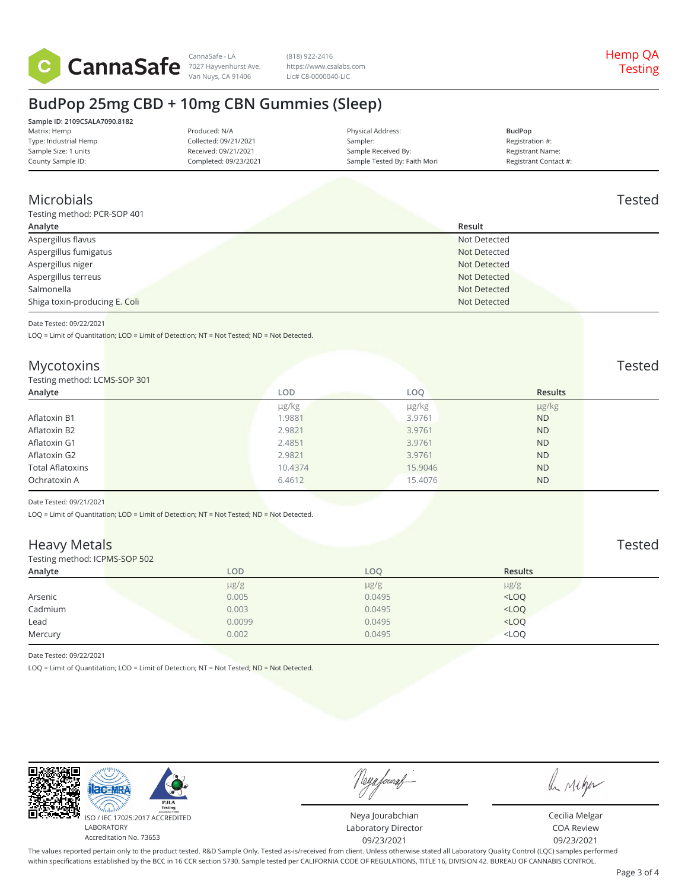CannaSafe

CannaSafe - LA
7027 Hayvenhurst Ave.
Van Nuys, CA 91406

(818) 922-2416
https://www.csalabs.com
Lic# C8-0000040-LIC

Hemp QA Testing

# BudPop 25mg CBD + 10mg CBN Gummies (Sleep)

**Sample ID: 2109CSALA7090.8182**

| | | | |
|---|---|---|---|
| Matrix: Hemp | Produced: N/A | Physical Address: | **BudPop** |
| Type: Industrial Hemp | Collected: 09/21/2021 | Sampler: | Registration #: |
| Sample Size: 1 units | Received: 09/21/2021 | Sample Received By: | Registrant Name: |
| County Sample ID: | Completed: 09/23/2021 | Sample Tested By: Faith Mori | Registrant Contact #: |

## Microbials

Tested

Testing method: PCR-SOP 401

| Analyte | Result |
|---|---|
| Aspergillus flavus | Not Detected |
| Aspergillus fumigatus | Not Detected |
| Aspergillus niger | Not Detected |
| Aspergillus terreus | Not Detected |
| Salmonella | Not Detected |
| Shiga toxin-producing E. Coli | Not Detected |

Date Tested: 09/22/2021

LOQ = Limit of Quantitation; LOD = Limit of Detection; NT = Not Tested; ND = Not Detected.

## Mycotoxins

Tested

Testing method: LCMS-SOP 301

| Analyte | LOD | LOQ | Results |
|---|---|---|---|
| | µg/kg | µg/kg | µg/kg |
| Aflatoxin B1 | 1.9881 | 3.9761 | ND |
| Aflatoxin B2 | 2.9821 | 3.9761 | ND |
| Aflatoxin G1 | 2.4851 | 3.9761 | ND |
| Aflatoxin G2 | 2.9821 | 3.9761 | ND |
| Total Aflatoxins | 10.4374 | 15.9046 | ND |
| Ochratoxin A | 6.4612 | 15.4076 | ND |

Date Tested: 09/21/2021

LOQ = Limit of Quantitation; LOD = Limit of Detection; NT = Not Tested; ND = Not Detected.

## Heavy Metals

Tested

Testing method: ICPMS-SOP 502

| Analyte | LOD | LOQ | Results |
|---|---|---|---|
| | µg/g | µg/g | µg/g |
| Arsenic | 0.005 | 0.0495 | <LOQ |
| Cadmium | 0.003 | 0.0495 | <LOQ |
| Lead | 0.0099 | 0.0495 | <LOQ |
| Mercury | 0.002 | 0.0495 | <LOQ |

Date Tested: 09/22/2021

LOQ = Limit of Quantitation; LOD = Limit of Detection; NT = Not Tested; ND = Not Detected.

ISO / IEC 17025:2017 ACCREDITED LABORATORY
Accreditation No. 73653

Neya Jourabchian
Laboratory Director
09/23/2021

Cecilia Melgar
COA Review
09/23/2021

The values reported pertain only to the product tested. R&D Sample Only. Tested as-is/received from client. Unless otherwise stated all Laboratory Quality Control (LQC) samples performed within specifications established by the BCC in 16 CCR section 5730. Sample tested per CALIFORNIA CODE OF REGULATIONS, TITLE 16, DIVISION 42. BUREAU OF CANNABIS CONTROL.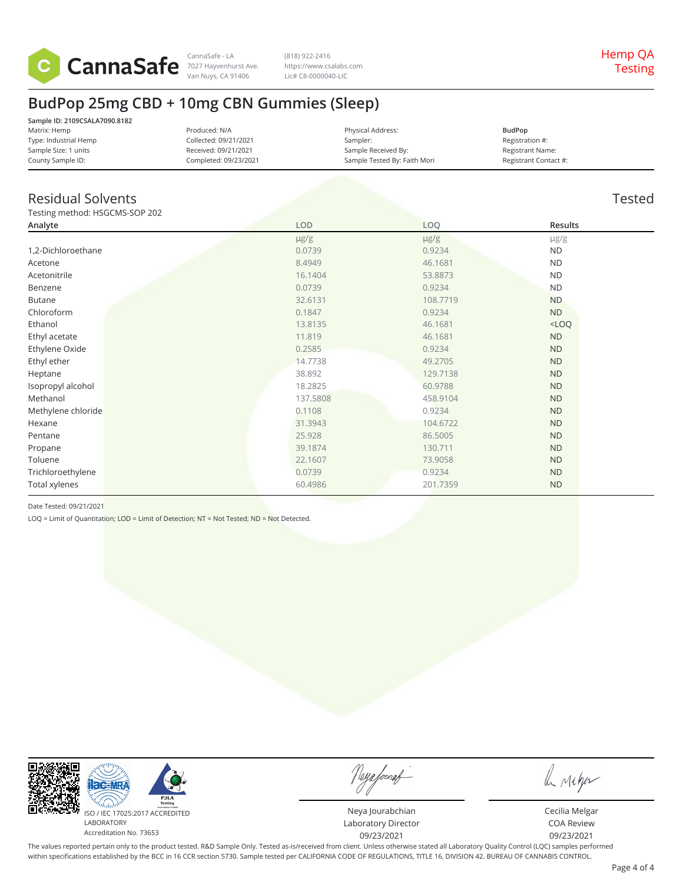CannaSafe

CannaSafe - LA
7027 Hayvenhurst Ave.
Van Nuys, CA 91406

(818) 922-2416
https://www.csalabs.com
Lic# C8-0000040-LIC

Hemp QA Testing

# BudPop 25mg CBD + 10mg CBN Gummies (Sleep)

**Sample ID: 2109CSALA7090.8182**

| | | | |
|---|---|---|---|
| Matrix: Hemp | Produced: N/A | Physical Address: | **BudPop** |
| Type: Industrial Hemp | Collected: 09/21/2021 | Sampler: | Registration #: |
| Sample Size: 1 units | Received: 09/21/2021 | Sample Received By: | Registrant Name: |
| County Sample ID: | Completed: 09/23/2021 | Sample Tested By: Faith Mori | Registrant Contact #: |

## Residual Solvents

Tested

Testing method: HSGCMS-SOP 202

| Analyte | LOD | LOQ | Results |
|---|---|---|---|
| | µg/g | µg/g | µg/g |
| 1,2-Dichloroethane | 0.0739 | 0.9234 | ND |
| Acetone | 8.4949 | 46.1681 | ND |
| Acetonitrile | 16.1404 | 53.8873 | ND |
| Benzene | 0.0739 | 0.9234 | ND |
| Butane | 32.6131 | 108.7719 | ND |
| Chloroform | 0.1847 | 0.9234 | ND |
| Ethanol | 13.8135 | 46.1681 | <LOQ |
| Ethyl acetate | 11.819 | 46.1681 | ND |
| Ethylene Oxide | 0.2585 | 0.9234 | ND |
| Ethyl ether | 14.7738 | 49.2705 | ND |
| Heptane | 38.892 | 129.7138 | ND |
| Isopropyl alcohol | 18.2825 | 60.9788 | ND |
| Methanol | 137.5808 | 458.9104 | ND |
| Methylene chloride | 0.1108 | 0.9234 | ND |
| Hexane | 31.3943 | 104.6722 | ND |
| Pentane | 25.928 | 86.5005 | ND |
| Propane | 39.1874 | 130.711 | ND |
| Toluene | 22.1607 | 73.9058 | ND |
| Trichloroethylene | 0.0739 | 0.9234 | ND |
| Total xylenes | 60.4986 | 201.7359 | ND |

Date Tested: 09/21/2021

LOQ = Limit of Quantitation; LOD = Limit of Detection; NT = Not Tested; ND = Not Detected.

ISO / IEC 17025:2017 ACCREDITED LABORATORY
Accreditation No. 73653

Neya Jourabchian
Laboratory Director
09/23/2021

Cecilia Melgar
COA Review
09/23/2021

The values reported pertain only to the product tested. R&D Sample Only. Tested as-is/received from client. Unless otherwise stated all Laboratory Quality Control (LQC) samples performed within specifications established by the BCC in 16 CCR section 5730. Sample tested per CALIFORNIA CODE OF REGULATIONS, TITLE 16, DIVISION 42. BUREAU OF CANNABIS CONTROL.